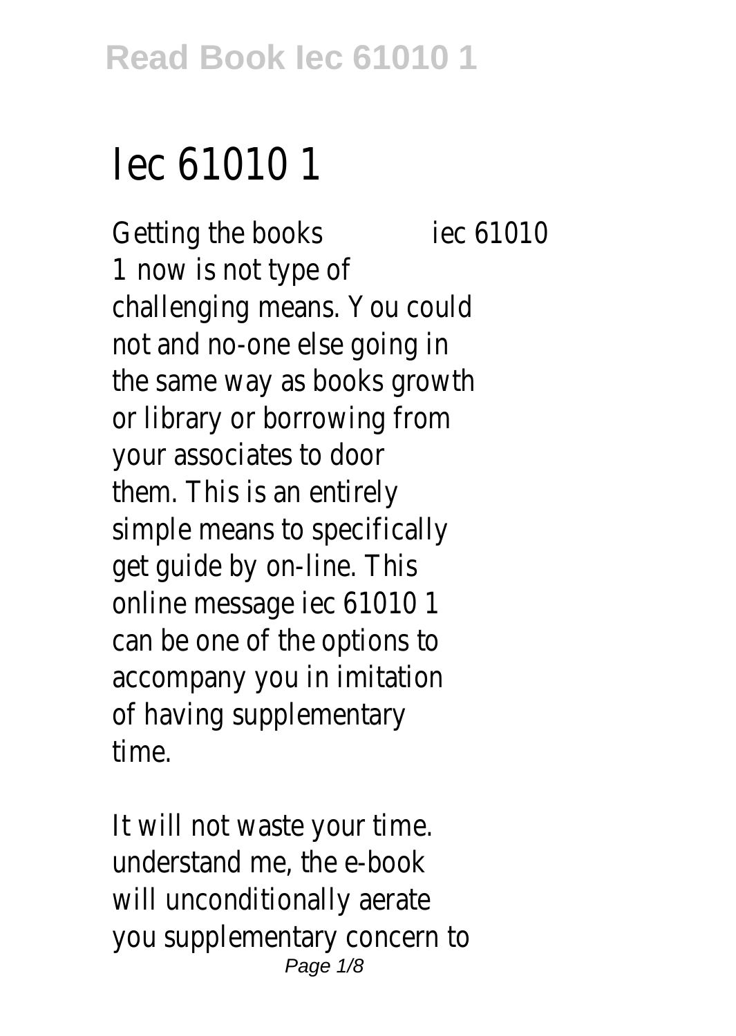# Iec 61010 1

Getting the books **iec 61010 1** now is not type of challenging means. You could not and no-one else going in the same way as books growth or library or borrowing from your associates to door them. This is an entirely simple means to specifically get guide by on-line. This online message iec 61010 1 can be one of the options to accompany you in imitation of having supplementary time.

It will not waste your time. understand me, the e-book will unconditionally aerate you supplementary concern to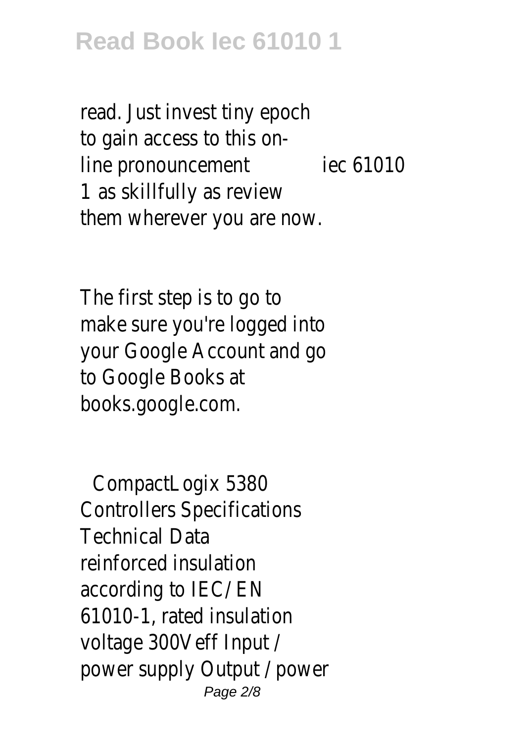read. Just invest tiny epoch to gain access to this on-line pronouncement iec 61010 1 as skillfully as review them wherever you are now.

The first step is to go to make sure you're logged into your Google Account and go to Google Books at books.google.com.

CompactLogix 5380 Controllers Specifications Technical Data
reinforced insulation according to IEC/ EN 61010-1, rated insulation voltage 300Veff Input / power supply Output / power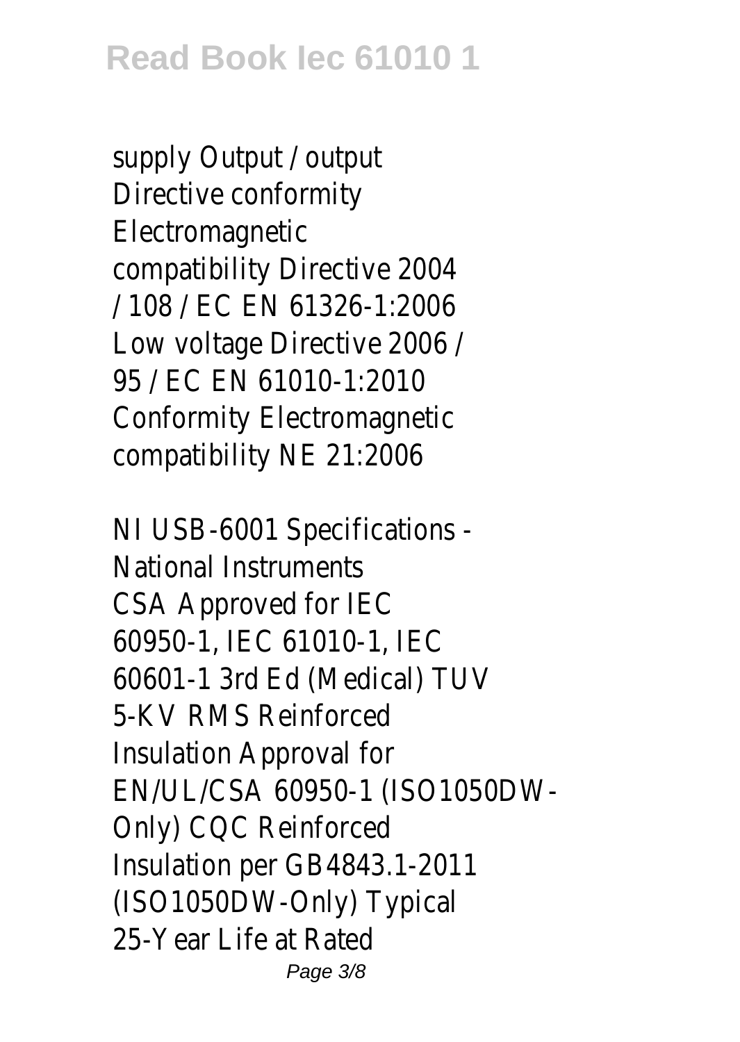supply Output / output Directive conformity Electromagnetic compatibility Directive 2004 / 108 / EC EN 61326-1:2006 Low voltage Directive 2006 / 95 / EC EN 61010-1:2010 Conformity Electromagnetic compatibility NE 21:2006

NI USB-6001 Specifications - National Instruments
CSA Approved for IEC 60950-1, IEC 61010-1, IEC 60601-1 3rd Ed (Medical) TUV 5-KV RMS Reinforced Insulation Approval for EN/UL/CSA 60950-1 (ISO1050DW-Only) CQC Reinforced Insulation per GB4843.1-2011 (ISO1050DW-Only) Typical 25-Year Life at Rated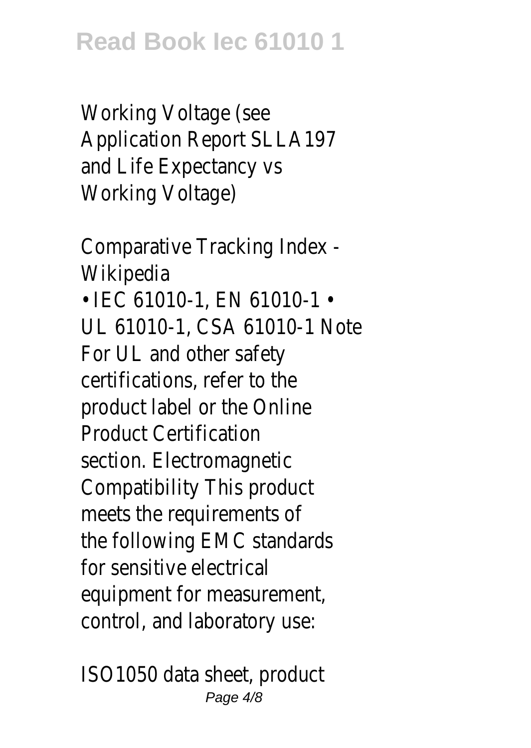Working Voltage (see Application Report SLLA197 and Life Expectancy vs Working Voltage)

Comparative Tracking Index - Wikipedia

• IEC 61010-1, EN 61010-1 • UL 61010-1, CSA 61010-1 Note For UL and other safety certifications, refer to the product label or the Online Product Certification section. Electromagnetic Compatibility This product meets the requirements of the following EMC standards for sensitive electrical equipment for measurement, control, and laboratory use:

ISO1050 data sheet, product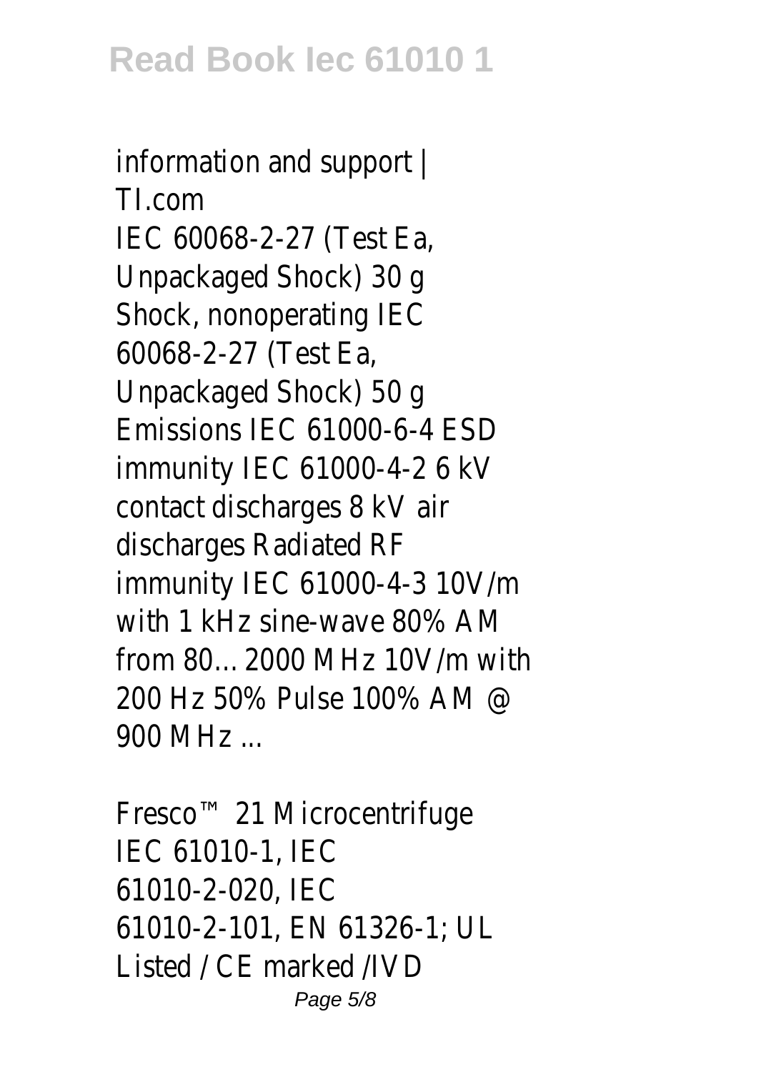information and support | TI.com

IEC 60068-2-27 (Test Ea, Unpackaged Shock) 30 g Shock, nonoperating IEC 60068-2-27 (Test Ea, Unpackaged Shock) 50 g Emissions IEC 61000-6-4 ESD immunity IEC 61000-4-2 6 kV contact discharges 8 kV air discharges Radiated RF immunity IEC 61000-4-3 10V/m with 1 kHz sine-wave 80% AM from 80…2000 MHz 10V/m with 200 Hz 50% Pulse 100% AM @ 900 MHz ...

Fresco™ 21 Microcentrifuge

IEC 61010-1, IEC 61010-2-020, IEC 61010-2-101, EN 61326-1; UL Listed / CE marked /IVD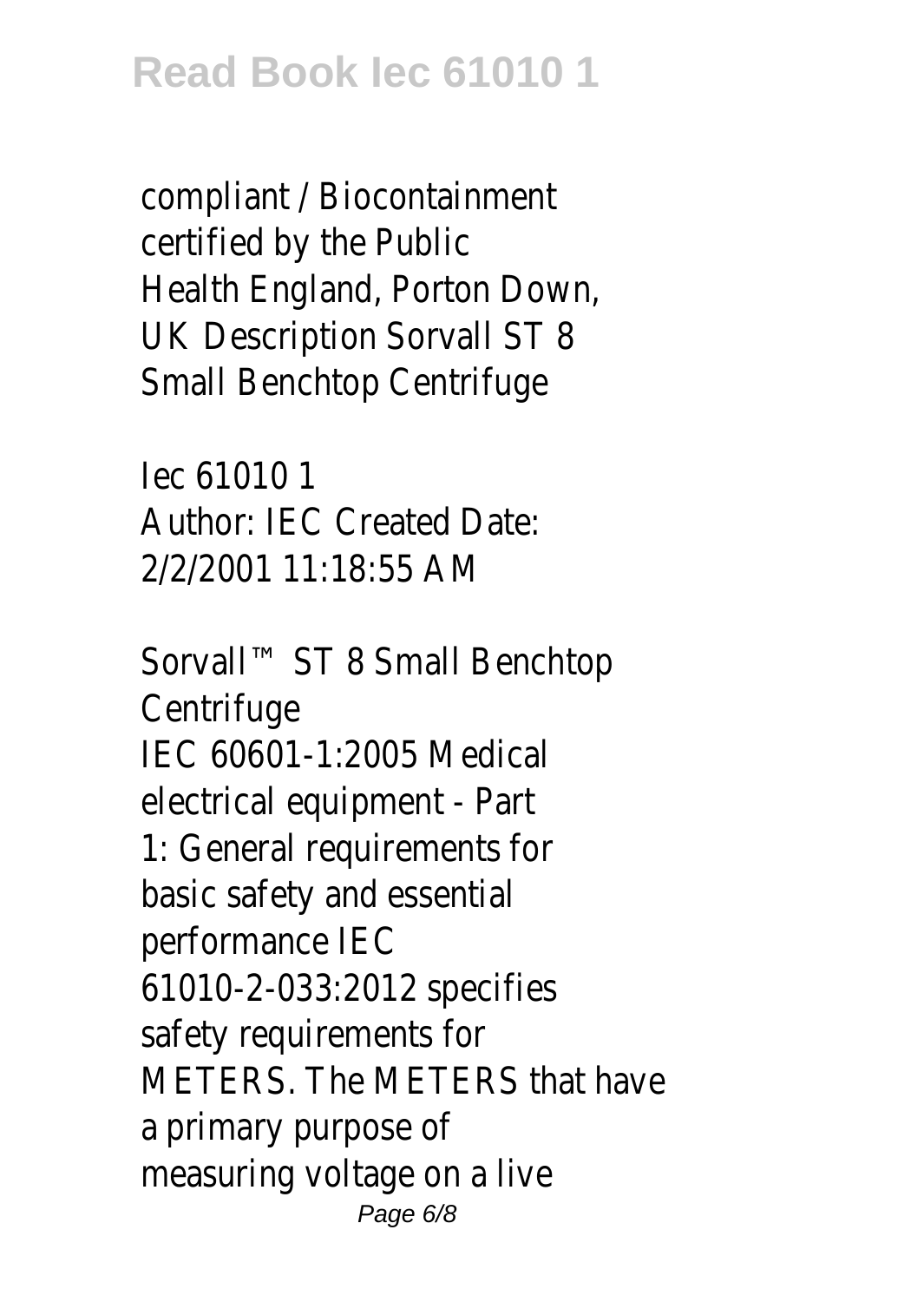compliant / Biocontainment certified by the Public Health England, Porton Down, UK Description Sorvall ST 8 Small Benchtop Centrifuge

Iec 61010 1
Author: IEC Created Date: 2/2/2001 11:18:55 AM

Sorvall™ ST 8 Small Benchtop Centrifuge
IEC 60601-1:2005 Medical electrical equipment - Part 1: General requirements for basic safety and essential performance IEC 61010-2-033:2012 specifies safety requirements for METERS. The METERS that have a primary purpose of measuring voltage on a live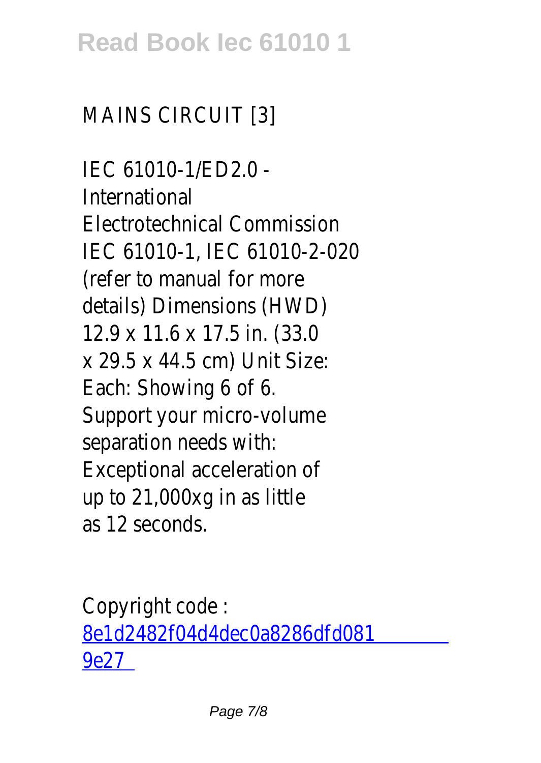MAINS CIRCUIT [3]

IEC 61010-1/ED2.0 - International Electrotechnical Commission IEC 61010-1, IEC 61010-2-020 (refer to manual for more details) Dimensions (HWD) 12.9 x 11.6 x 17.5 in. (33.0 x 29.5 x 44.5 cm) Unit Size: Each: Showing 6 of 6. Support your micro-volume separation needs with: Exceptional acceleration of up to 21,000xg in as little as 12 seconds.

Copyright code : 8e1d2482f04d4dec0a8286dfd0819e27